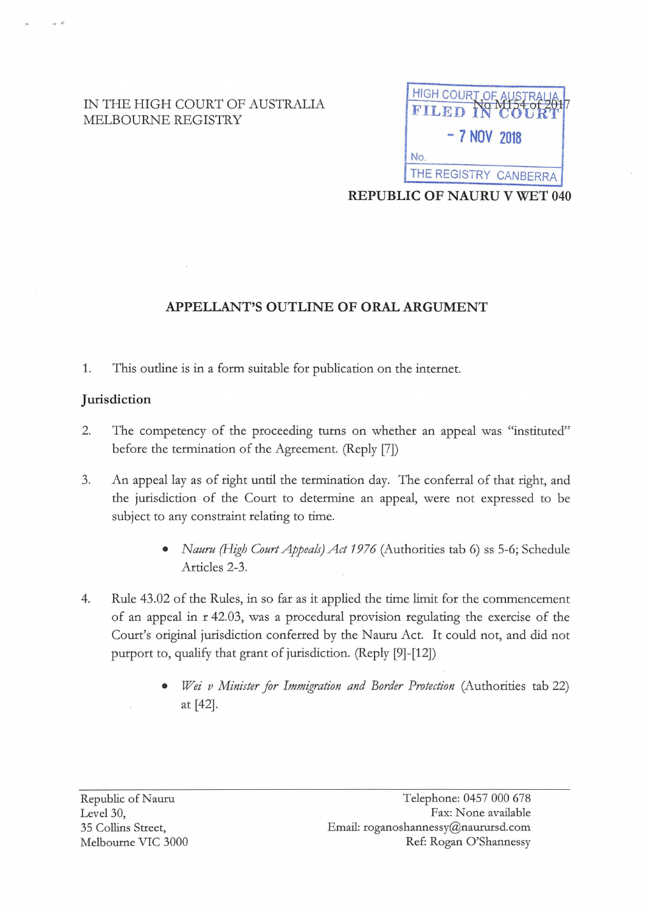IN THE HIGH COURT OF AUSTRALIA
MELBOURNE REGISTRY

HIGH COURT OF AUSTRALIA
FILED IN COURT
- 7 NOV 2018
No.
THE REGISTRY CANBERRA

No M154 of 2017

**REPUBLIC OF NAURU V WET 040**

## APPELLANT'S OUTLINE OF ORAL ARGUMENT

1. This outline is in a form suitable for publication on the internet.

### Jurisdiction

2. The competency of the proceeding turns on whether an appeal was "instituted" before the termination of the Agreement. (Reply [7])

3. An appeal lay as of right until the termination day. The conferral of that right, and the jurisdiction of the Court to determine an appeal, were not expressed to be subject to any constraint relating to time.

   - *Nauru (High Court Appeals) Act 1976* (Authorities tab 6) ss 5-6; Schedule Articles 2-3.

4. Rule 43.02 of the Rules, in so far as it applied the time limit for the commencement of an appeal in r 42.03, was a procedural provision regulating the exercise of the Court's original jurisdiction conferred by the Nauru Act. It could not, and did not purport to, qualify that grant of jurisdiction. (Reply [9]-[12])

   - *Wei v Minister for Immigration and Border Protection* (Authorities tab 22) at [42].

Republic of Nauru
Level 30,
35 Collins Street,
Melbourne VIC 3000

Telephone: 0457 000 678
Fax: None available
Email: roganoshannessy@naurursd.com
Ref: Rogan O'Shannessy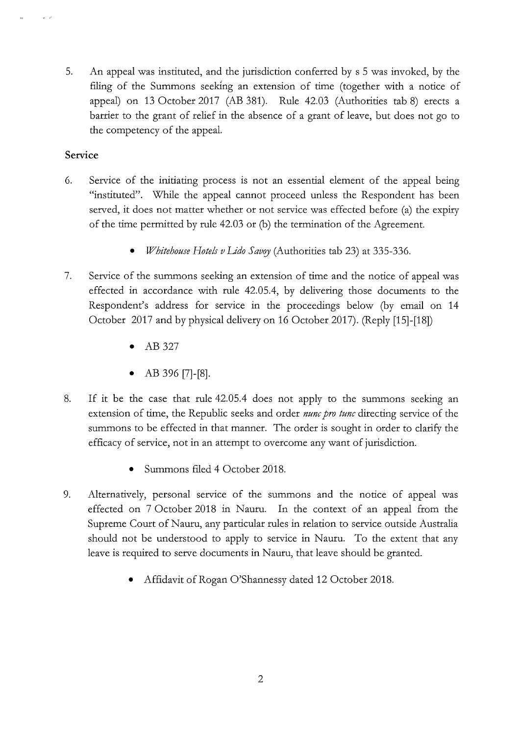5. An appeal was instituted, and the jurisdiction conferred by s 5 was invoked, by the filing of the Summons seeking an extension of time (together with a notice of appeal) on 13 October 2017 (AB 381). Rule 42.03 (Authorities tab 8) erects a barrier to the grant of relief in the absence of a grant of leave, but does not go to the competency of the appeal.

## Service

6. Service of the initiating process is not an essential element of the appeal being "instituted". While the appeal cannot proceed unless the Respondent has been served, it does not matter whether or not service was effected before (a) the expiry of the time permitted by rule 42.03 or (b) the termination of the Agreement.

   - *Whitehouse Hotels v Lido Savoy* (Authorities tab 23) at 335-336.

7. Service of the summons seeking an extension of time and the notice of appeal was effected in accordance with rule 42.05.4, by delivering those documents to the Respondent's address for service in the proceedings below (by email on 14 October 2017 and by physical delivery on 16 October 2017). (Reply [15]-[18])

   - AB 327
   - AB 396 [7]-[8].

8. If it be the case that rule 42.05.4 does not apply to the summons seeking an extension of time, the Republic seeks and order *nunc pro tunc* directing service of the summons to be effected in that manner. The order is sought in order to clarify the efficacy of service, not in an attempt to overcome any want of jurisdiction.

   - Summons filed 4 October 2018.

9. Alternatively, personal service of the summons and the notice of appeal was effected on 7 October 2018 in Nauru. In the context of an appeal from the Supreme Court of Nauru, any particular rules in relation to service outside Australia should not be understood to apply to service in Nauru. To the extent that any leave is required to serve documents in Nauru, that leave should be granted.

   - Affidavit of Rogan O'Shannessy dated 12 October 2018.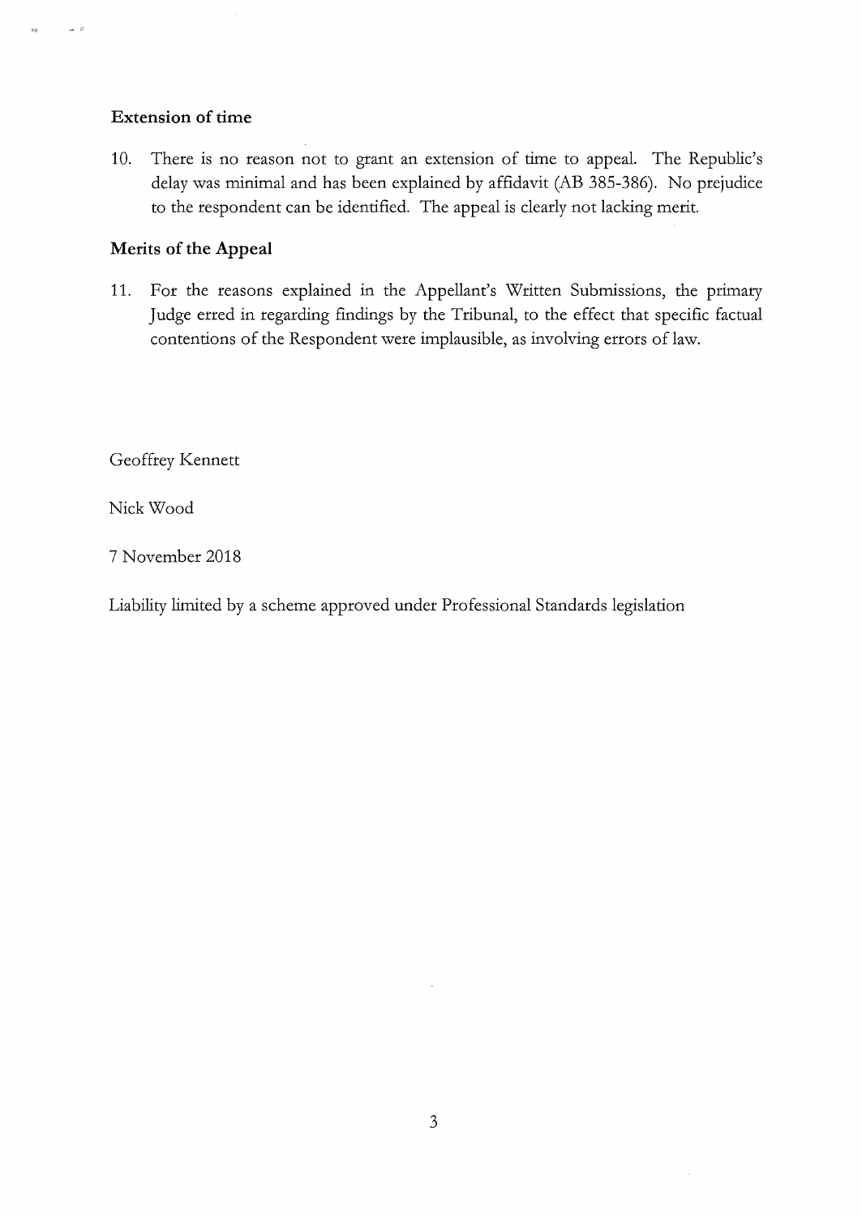### Extension of time

10. There is no reason not to grant an extension of time to appeal. The Republic's delay was minimal and has been explained by affidavit (AB 385-386). No prejudice to the respondent can be identified. The appeal is clearly not lacking merit.

### Merits of the Appeal

11. For the reasons explained in the Appellant's Written Submissions, the primary Judge erred in regarding findings by the Tribunal, to the effect that specific factual contentions of the Respondent were implausible, as involving errors of law.

Geoffrey Kennett

Nick Wood

7 November 2018

Liability limited by a scheme approved under Professional Standards legislation